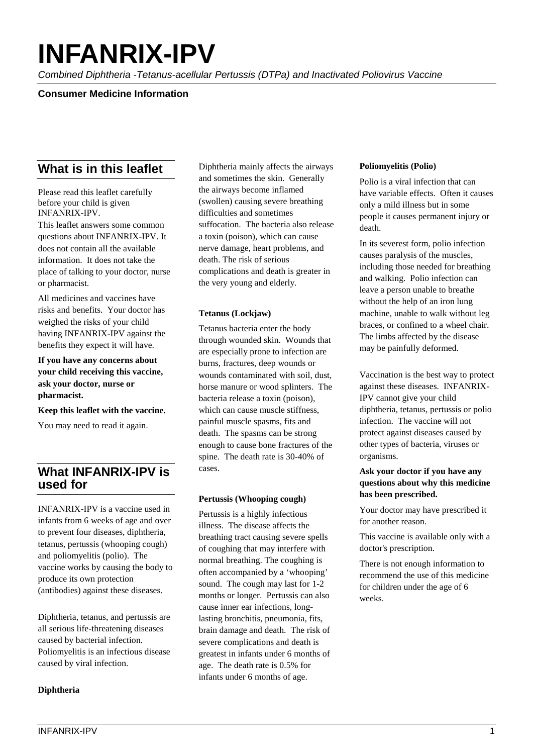# INFANRIX-IPV

*Combined Diphtheria -Tetanus-acellular Pertussis (DTPa) and Inactivated Poliovirus Vaccine*

**Consumer Medicine Information**

## What is in this leaflet

Please read this leaflet carefully before your child is given INFANRIX-IPV.

This leaflet answers some common questions about INFANRIX-IPV. It does not contain all the available information. It does not take the place of talking to your doctor, nurse or pharmacist.

All medicines and vaccines have risks and benefits. Your doctor has weighed the risks of your child having INFANRIX-IPV against the benefits they expect it will have.

**If you have any concerns about your child receiving this vaccine, ask your doctor, nurse or pharmacist.**

**Keep this leaflet with the vaccine.**

You may need to read it again.

## What INFANRIX-IPV is used for

INFANRIX-IPV is a vaccine used in infants from 6 weeks of age and over to prevent four diseases, diphtheria, tetanus, pertussis (whooping cough) and poliomyelitis (polio). The vaccine works by causing the body to produce its own protection (antibodies) against these diseases.

Diphtheria, tetanus, and pertussis are all serious life-threatening diseases caused by bacterial infection. Poliomyelitis is an infectious disease caused by viral infection.

**Diphtheria**

Diphtheria mainly affects the airways and sometimes the skin. Generally the airways become inflamed (swollen) causing severe breathing difficulties and sometimes suffocation. The bacteria also release a toxin (poison), which can cause nerve damage, heart problems, and death. The risk of serious complications and death is greater in the very young and elderly.

**Tetanus (Lockjaw)**

Tetanus bacteria enter the body through wounded skin. Wounds that are especially prone to infection are burns, fractures, deep wounds or wounds contaminated with soil, dust, horse manure or wood splinters. The bacteria release a toxin (poison), which can cause muscle stiffness, painful muscle spasms, fits and death. The spasms can be strong enough to cause bone fractures of the spine. The death rate is 30-40% of cases.

**Pertussis (Whooping cough)**

Pertussis is a highly infectious illness. The disease affects the breathing tract causing severe spells of coughing that may interfere with normal breathing. The coughing is often accompanied by a 'whooping' sound. The cough may last for 1-2 months or longer. Pertussis can also cause inner ear infections, long-lasting bronchitis, pneumonia, fits, brain damage and death. The risk of severe complications and death is greatest in infants under 6 months of age. The death rate is 0.5% for infants under 6 months of age.

**Poliomyelitis (Polio)**

Polio is a viral infection that can have variable effects. Often it causes only a mild illness but in some people it causes permanent injury or death.

In its severest form, polio infection causes paralysis of the muscles, including those needed for breathing and walking. Polio infection can leave a person unable to breathe without the help of an iron lung machine, unable to walk without leg braces, or confined to a wheel chair. The limbs affected by the disease may be painfully deformed.

Vaccination is the best way to protect against these diseases. INFANRIX-IPV cannot give your child diphtheria, tetanus, pertussis or polio infection. The vaccine will not protect against diseases caused by other types of bacteria, viruses or organisms.

**Ask your doctor if you have any questions about why this medicine has been prescribed.**

Your doctor may have prescribed it for another reason.

This vaccine is available only with a doctor's prescription.

There is not enough information to recommend the use of this medicine for children under the age of 6 weeks.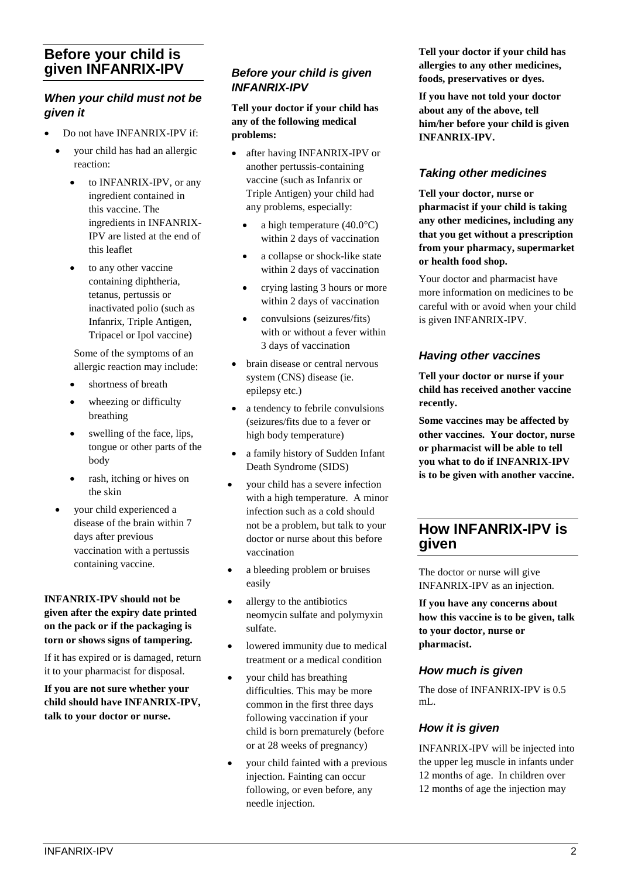## Before your child is given INFANRIX-IPV

### *When your child must not be given it*

- Do not have INFANRIX-IPV if:
  - your child has had an allergic reaction:
    - to INFANRIX-IPV, or any ingredient contained in this vaccine. The ingredients in INFANRIX-IPV are listed at the end of this leaflet
    - to any other vaccine containing diphtheria, tetanus, pertussis or inactivated polio (such as Infanrix, Triple Antigen, Tripacel or Ipol vaccine)

    Some of the symptoms of an allergic reaction may include:

    - shortness of breath
    - wheezing or difficulty breathing
    - swelling of the face, lips, tongue or other parts of the body
    - rash, itching or hives on the skin
  - your child experienced a disease of the brain within 7 days after previous vaccination with a pertussis containing vaccine.

**INFANRIX-IPV should not be given after the expiry date printed on the pack or if the packaging is torn or shows signs of tampering.**

If it has expired or is damaged, return it to your pharmacist for disposal.

**If you are not sure whether your child should have INFANRIX-IPV, talk to your doctor or nurse.**

### *Before your child is given INFANRIX-IPV*

**Tell your doctor if your child has any of the following medical problems:**

- after having INFANRIX-IPV or another pertussis-containing vaccine (such as Infanrix or Triple Antigen) your child had any problems, especially:
  - a high temperature (40.0°C) within 2 days of vaccination
  - a collapse or shock-like state within 2 days of vaccination
  - crying lasting 3 hours or more within 2 days of vaccination
  - convulsions (seizures/fits) with or without a fever within 3 days of vaccination
- brain disease or central nervous system (CNS) disease (ie. epilepsy etc.)
- a tendency to febrile convulsions (seizures/fits due to a fever or high body temperature)
- a family history of Sudden Infant Death Syndrome (SIDS)
- your child has a severe infection with a high temperature. A minor infection such as a cold should not be a problem, but talk to your doctor or nurse about this before vaccination
- a bleeding problem or bruises easily
- allergy to the antibiotics neomycin sulfate and polymyxin sulfate.
- lowered immunity due to medical treatment or a medical condition
- your child has breathing difficulties. This may be more common in the first three days following vaccination if your child is born prematurely (before or at 28 weeks of pregnancy)
- your child fainted with a previous injection. Fainting can occur following, or even before, any needle injection.

**Tell your doctor if your child has allergies to any other medicines, foods, preservatives or dyes.**

**If you have not told your doctor about any of the above, tell him/her before your child is given INFANRIX-IPV.**

### *Taking other medicines*

**Tell your doctor, nurse or pharmacist if your child is taking any other medicines, including any that you get without a prescription from your pharmacy, supermarket or health food shop.**

Your doctor and pharmacist have more information on medicines to be careful with or avoid when your child is given INFANRIX-IPV.

### *Having other vaccines*

**Tell your doctor or nurse if your child has received another vaccine recently.**

**Some vaccines may be affected by other vaccines. Your doctor, nurse or pharmacist will be able to tell you what to do if INFANRIX-IPV is to be given with another vaccine.**

## How INFANRIX-IPV is given

The doctor or nurse will give INFANRIX-IPV as an injection.

**If you have any concerns about how this vaccine is to be given, talk to your doctor, nurse or pharmacist.**

### *How much is given*

The dose of INFANRIX-IPV is 0.5 mL.

### *How it is given*

INFANRIX-IPV will be injected into the upper leg muscle in infants under 12 months of age. In children over 12 months of age the injection may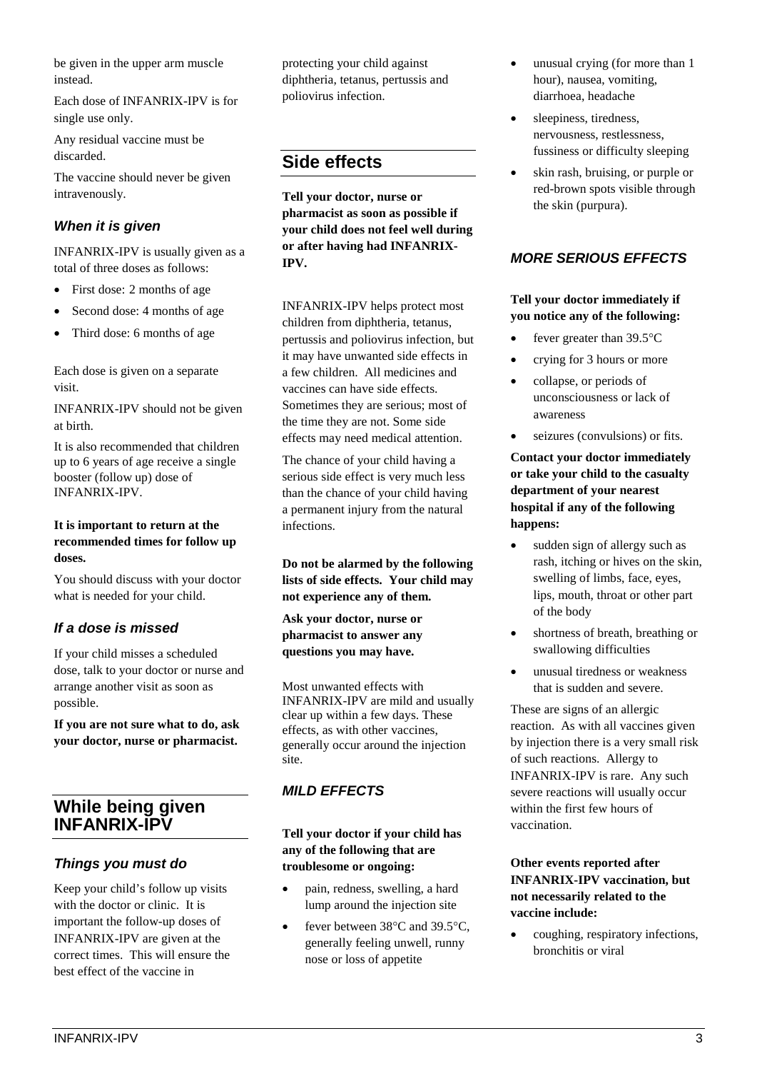be given in the upper arm muscle instead.

Each dose of INFANRIX-IPV is for single use only.

Any residual vaccine must be discarded.

The vaccine should never be given intravenously.

### *When it is given*

INFANRIX-IPV is usually given as a total of three doses as follows:

- First dose: 2 months of age
- Second dose: 4 months of age
- Third dose: 6 months of age

Each dose is given on a separate visit.

INFANRIX-IPV should not be given at birth.

It is also recommended that children up to 6 years of age receive a single booster (follow up) dose of INFANRIX-IPV.

**It is important to return at the recommended times for follow up doses.**

You should discuss with your doctor what is needed for your child.

### *If a dose is missed*

If your child misses a scheduled dose, talk to your doctor or nurse and arrange another visit as soon as possible.

**If you are not sure what to do, ask your doctor, nurse or pharmacist.**

## While being given INFANRIX-IPV

### *Things you must do*

Keep your child's follow up visits with the doctor or clinic. It is important the follow-up doses of INFANRIX-IPV are given at the correct times. This will ensure the best effect of the vaccine in protecting your child against diphtheria, tetanus, pertussis and poliovirus infection.

## Side effects

**Tell your doctor, nurse or pharmacist as soon as possible if your child does not feel well during or after having had INFANRIX-IPV.**

INFANRIX-IPV helps protect most children from diphtheria, tetanus, pertussis and poliovirus infection, but it may have unwanted side effects in a few children. All medicines and vaccines can have side effects. Sometimes they are serious; most of the time they are not. Some side effects may need medical attention.

The chance of your child having a serious side effect is very much less than the chance of your child having a permanent injury from the natural infections.

**Do not be alarmed by the following lists of side effects. Your child may not experience any of them.**

**Ask your doctor, nurse or pharmacist to answer any questions you may have.**

Most unwanted effects with INFANRIX-IPV are mild and usually clear up within a few days. These effects, as with other vaccines, generally occur around the injection site.

### *MILD EFFECTS*

**Tell your doctor if your child has any of the following that are troublesome or ongoing:**

- pain, redness, swelling, a hard lump around the injection site
- fever between 38°C and 39.5°C, generally feeling unwell, runny nose or loss of appetite
- unusual crying (for more than 1 hour), nausea, vomiting, diarrhoea, headache
- sleepiness, tiredness, nervousness, restlessness, fussiness or difficulty sleeping
- skin rash, bruising, or purple or red-brown spots visible through the skin (purpura).

### *MORE SERIOUS EFFECTS*

**Tell your doctor immediately if you notice any of the following:**

- fever greater than 39.5°C
- crying for 3 hours or more
- collapse, or periods of unconsciousness or lack of awareness
- seizures (convulsions) or fits.

**Contact your doctor immediately or take your child to the casualty department of your nearest hospital if any of the following happens:**

- sudden sign of allergy such as rash, itching or hives on the skin, swelling of limbs, face, eyes, lips, mouth, throat or other part of the body
- shortness of breath, breathing or swallowing difficulties
- unusual tiredness or weakness that is sudden and severe.

These are signs of an allergic reaction. As with all vaccines given by injection there is a very small risk of such reactions. Allergy to INFANRIX-IPV is rare. Any such severe reactions will usually occur within the first few hours of vaccination.

**Other events reported after INFANRIX-IPV vaccination, but not necessarily related to the vaccine include:**

- coughing, respiratory infections, bronchitis or viral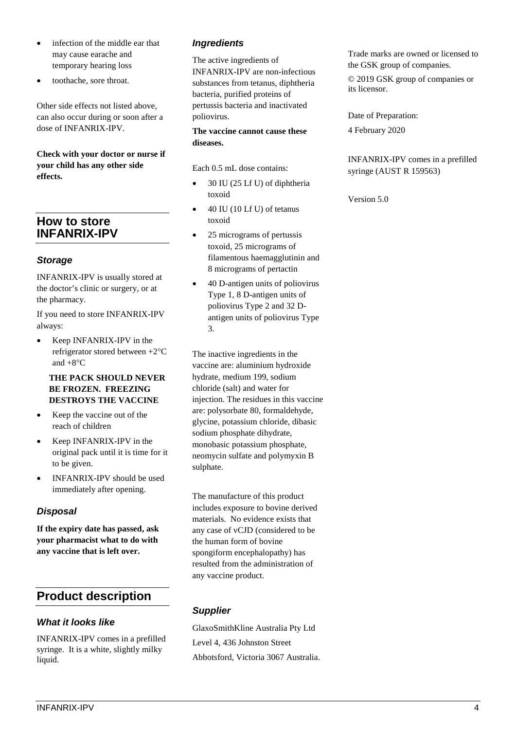- infection of the middle ear that may cause earache and temporary hearing loss
- toothache, sore throat.

Other side effects not listed above, can also occur during or soon after a dose of INFANRIX-IPV.

**Check with your doctor or nurse if your child has any other side effects.**

## How to store INFANRIX-IPV

### *Storage*

INFANRIX-IPV is usually stored at the doctor's clinic or surgery, or at the pharmacy.

If you need to store INFANRIX-IPV always:

- Keep INFANRIX-IPV in the refrigerator stored between +2°C and +8°C

  **THE PACK SHOULD NEVER BE FROZEN. FREEZING DESTROYS THE VACCINE**

- Keep the vaccine out of the reach of children
- Keep INFANRIX-IPV in the original pack until it is time for it to be given.
- INFANRIX-IPV should be used immediately after opening.

### *Disposal*

**If the expiry date has passed, ask your pharmacist what to do with any vaccine that is left over.**

## Product description

### *What it looks like*

INFANRIX-IPV comes in a prefilled syringe. It is a white, slightly milky liquid.

### *Ingredients*

The active ingredients of INFANRIX-IPV are non-infectious substances from tetanus, diphtheria bacteria, purified proteins of pertussis bacteria and inactivated poliovirus.

**The vaccine cannot cause these diseases.**

Each 0.5 mL dose contains:

- 30 IU (25 Lf U) of diphtheria toxoid
- 40 IU (10 Lf U) of tetanus toxoid
- 25 micrograms of pertussis toxoid, 25 micrograms of filamentous haemagglutinin and 8 micrograms of pertactin
- 40 D-antigen units of poliovirus Type 1, 8 D-antigen units of poliovirus Type 2 and 32 D-antigen units of poliovirus Type 3.

The inactive ingredients in the vaccine are: aluminium hydroxide hydrate, medium 199, sodium chloride (salt) and water for injection. The residues in this vaccine are: polysorbate 80, formaldehyde, glycine, potassium chloride, dibasic sodium phosphate dihydrate, monobasic potassium phosphate, neomycin sulfate and polymyxin B sulphate.

The manufacture of this product includes exposure to bovine derived materials. No evidence exists that any case of vCJD (considered to be the human form of bovine spongiform encephalopathy) has resulted from the administration of any vaccine product.

### *Supplier*

GlaxoSmithKline Australia Pty Ltd
Level 4, 436 Johnston Street
Abbotsford, Victoria 3067 Australia.

Trade marks are owned or licensed to the GSK group of companies.

© 2019 GSK group of companies or its licensor.

Date of Preparation:
4 February 2020

INFANRIX-IPV comes in a prefilled syringe (AUST R 159563)

Version 5.0